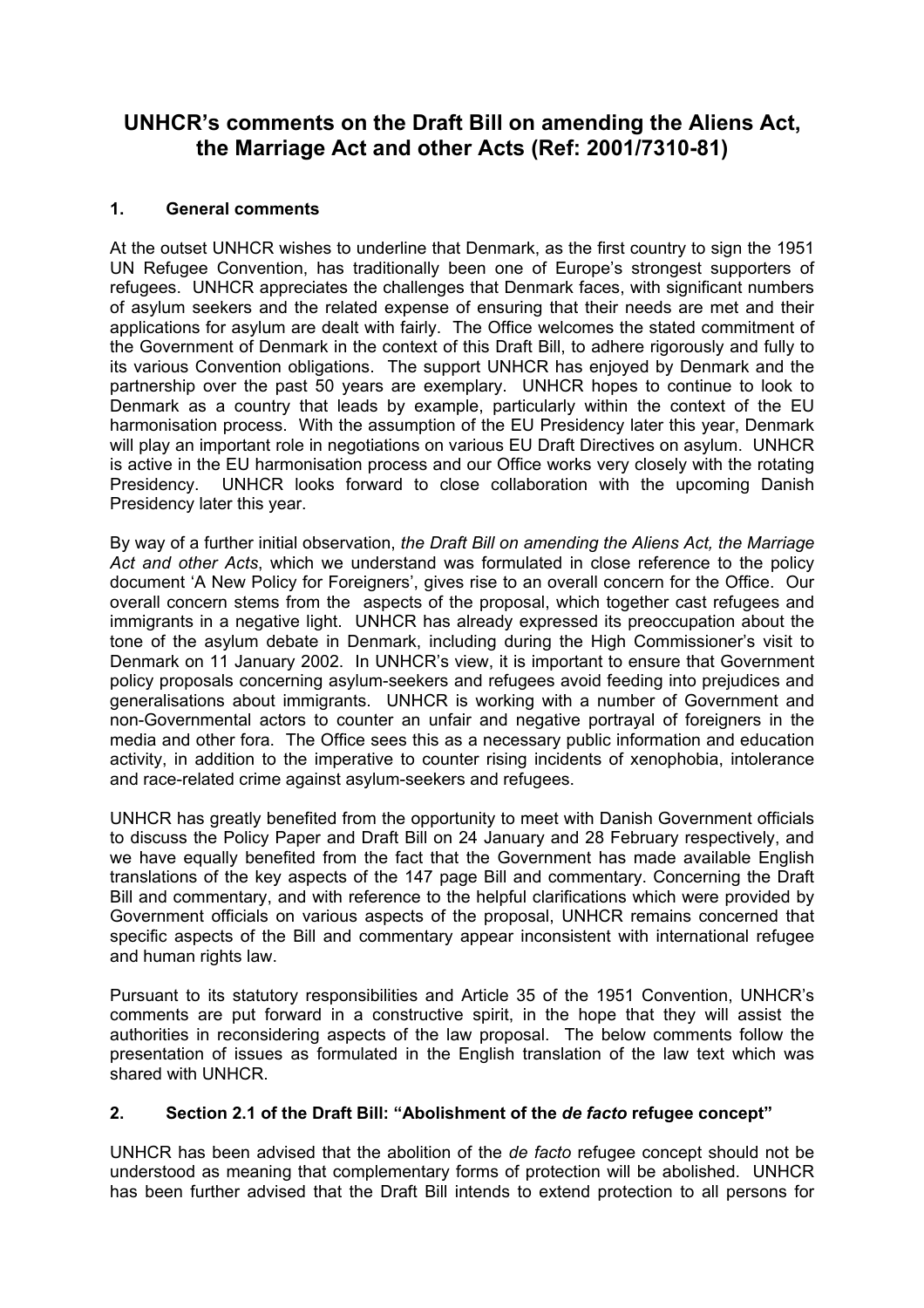# UNHCR's comments on the Draft Bill on amending the Aliens Act, the Marriage Act and other Acts (Ref: 2001/7310-81)

## 1. General comments

At the outset UNHCR wishes to underline that Denmark, as the first country to sign the 1951 UN Refugee Convention, has traditionally been one of Europe's strongest supporters of refugees. UNHCR appreciates the challenges that Denmark faces, with significant numbers of asylum seekers and the related expense of ensuring that their needs are met and their applications for asylum are dealt with fairly. The Office welcomes the stated commitment of the Government of Denmark in the context of this Draft Bill, to adhere rigorously and fully to its various Convention obligations. The support UNHCR has enjoyed by Denmark and the partnership over the past 50 years are exemplary. UNHCR hopes to continue to look to Denmark as a country that leads by example, particularly within the context of the EU harmonisation process. With the assumption of the EU Presidency later this year, Denmark will play an important role in negotiations on various EU Draft Directives on asylum. UNHCR is active in the EU harmonisation process and our Office works very closely with the rotating Presidency. UNHCR looks forward to close collaboration with the upcoming Danish Presidency later this year.

By way of a further initial observation, *the Draft Bill on amending the Aliens Act, the Marriage Act and other Acts*, which we understand was formulated in close reference to the policy document 'A New Policy for Foreigners', gives rise to an overall concern for the Office. Our overall concern stems from the aspects of the proposal, which together cast refugees and immigrants in a negative light. UNHCR has already expressed its preoccupation about the tone of the asylum debate in Denmark, including during the High Commissioner's visit to Denmark on 11 January 2002. In UNHCR's view, it is important to ensure that Government policy proposals concerning asylum-seekers and refugees avoid feeding into prejudices and generalisations about immigrants. UNHCR is working with a number of Government and non-Governmental actors to counter an unfair and negative portrayal of foreigners in the media and other fora. The Office sees this as a necessary public information and education activity, in addition to the imperative to counter rising incidents of xenophobia, intolerance and race-related crime against asylum-seekers and refugees.

UNHCR has greatly benefited from the opportunity to meet with Danish Government officials to discuss the Policy Paper and Draft Bill on 24 January and 28 February respectively, and we have equally benefited from the fact that the Government has made available English translations of the key aspects of the 147 page Bill and commentary. Concerning the Draft Bill and commentary, and with reference to the helpful clarifications which were provided by Government officials on various aspects of the proposal, UNHCR remains concerned that specific aspects of the Bill and commentary appear inconsistent with international refugee and human rights law.

Pursuant to its statutory responsibilities and Article 35 of the 1951 Convention, UNHCR's comments are put forward in a constructive spirit, in the hope that they will assist the authorities in reconsidering aspects of the law proposal. The below comments follow the presentation of issues as formulated in the English translation of the law text which was shared with UNHCR.

## 2. Section 2.1 of the Draft Bill: "Abolishment of the *de facto* refugee concept"

UNHCR has been advised that the abolition of the *de facto* refugee concept should not be understood as meaning that complementary forms of protection will be abolished. UNHCR has been further advised that the Draft Bill intends to extend protection to all persons for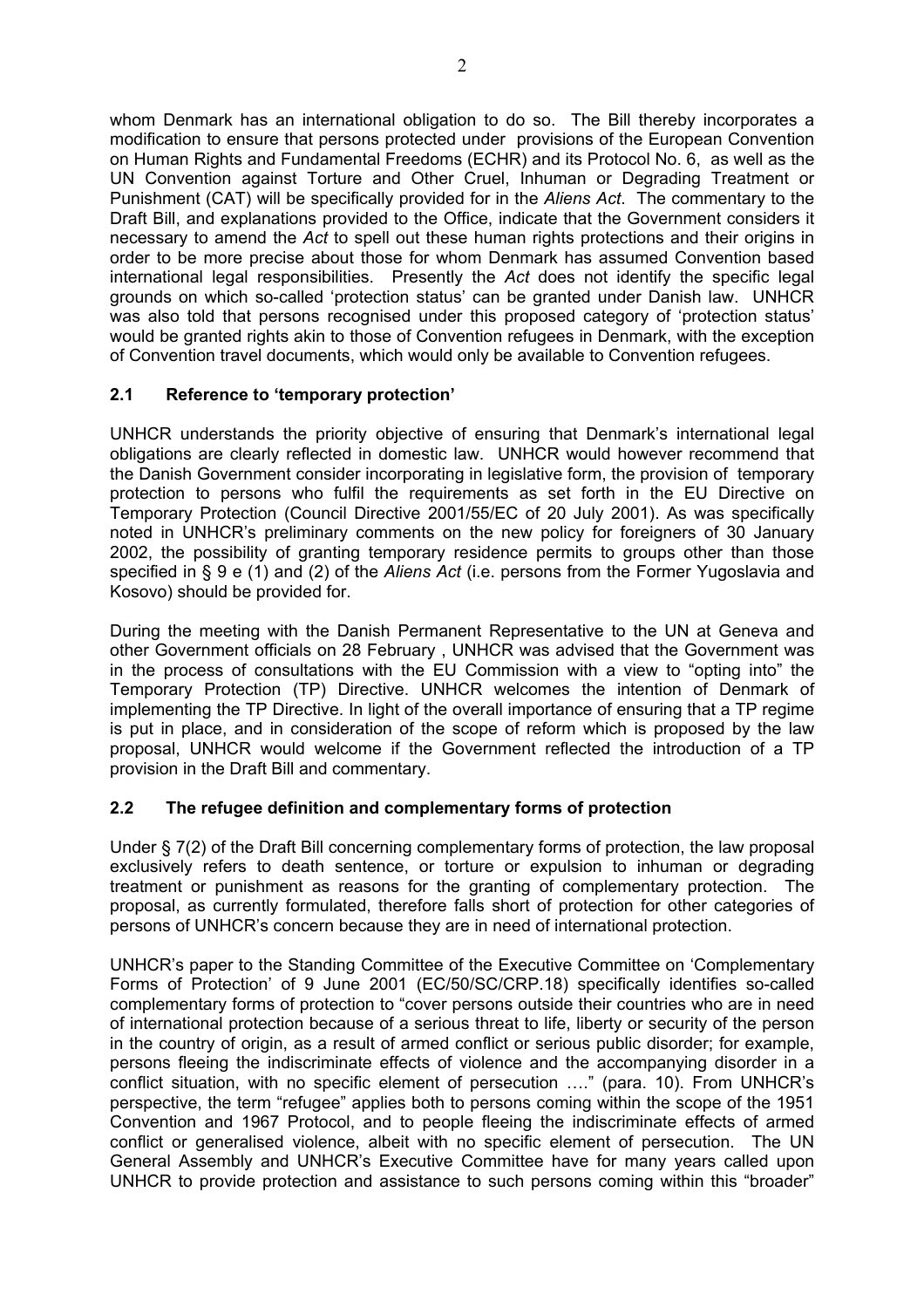whom Denmark has an international obligation to do so. The Bill thereby incorporates a modification to ensure that persons protected under provisions of the European Convention on Human Rights and Fundamental Freedoms (ECHR) and its Protocol No. 6, as well as the UN Convention against Torture and Other Cruel, Inhuman or Degrading Treatment or Punishment (CAT) will be specifically provided for in the *Aliens Act*. The commentary to the Draft Bill, and explanations provided to the Office, indicate that the Government considers it necessary to amend the *Act* to spell out these human rights protections and their origins in order to be more precise about those for whom Denmark has assumed Convention based international legal responsibilities. Presently the *Act* does not identify the specific legal grounds on which so-called 'protection status' can be granted under Danish law. UNHCR was also told that persons recognised under this proposed category of 'protection status' would be granted rights akin to those of Convention refugees in Denmark, with the exception of Convention travel documents, which would only be available to Convention refugees.

### 2.1 Reference to 'temporary protection'

UNHCR understands the priority objective of ensuring that Denmark's international legal obligations are clearly reflected in domestic law. UNHCR would however recommend that the Danish Government consider incorporating in legislative form, the provision of temporary protection to persons who fulfil the requirements as set forth in the EU Directive on Temporary Protection (Council Directive 2001/55/EC of 20 July 2001). As was specifically noted in UNHCR's preliminary comments on the new policy for foreigners of 30 January 2002, the possibility of granting temporary residence permits to groups other than those specified in § 9 e (1) and (2) of the *Aliens Act* (i.e. persons from the Former Yugoslavia and Kosovo) should be provided for.

During the meeting with the Danish Permanent Representative to the UN at Geneva and other Government officials on 28 February , UNHCR was advised that the Government was in the process of consultations with the EU Commission with a view to "opting into" the Temporary Protection (TP) Directive. UNHCR welcomes the intention of Denmark of implementing the TP Directive. In light of the overall importance of ensuring that a TP regime is put in place, and in consideration of the scope of reform which is proposed by the law proposal, UNHCR would welcome if the Government reflected the introduction of a TP provision in the Draft Bill and commentary.

### 2.2 The refugee definition and complementary forms of protection

Under § 7(2) of the Draft Bill concerning complementary forms of protection, the law proposal exclusively refers to death sentence, or torture or expulsion to inhuman or degrading treatment or punishment as reasons for the granting of complementary protection. The proposal, as currently formulated, therefore falls short of protection for other categories of persons of UNHCR's concern because they are in need of international protection.

UNHCR's paper to the Standing Committee of the Executive Committee on 'Complementary Forms of Protection' of 9 June 2001 (EC/50/SC/CRP.18) specifically identifies so-called complementary forms of protection to "cover persons outside their countries who are in need of international protection because of a serious threat to life, liberty or security of the person in the country of origin, as a result of armed conflict or serious public disorder; for example, persons fleeing the indiscriminate effects of violence and the accompanying disorder in a conflict situation, with no specific element of persecution …." (para. 10). From UNHCR's perspective, the term "refugee" applies both to persons coming within the scope of the 1951 Convention and 1967 Protocol, and to people fleeing the indiscriminate effects of armed conflict or generalised violence, albeit with no specific element of persecution. The UN General Assembly and UNHCR's Executive Committee have for many years called upon UNHCR to provide protection and assistance to such persons coming within this "broader"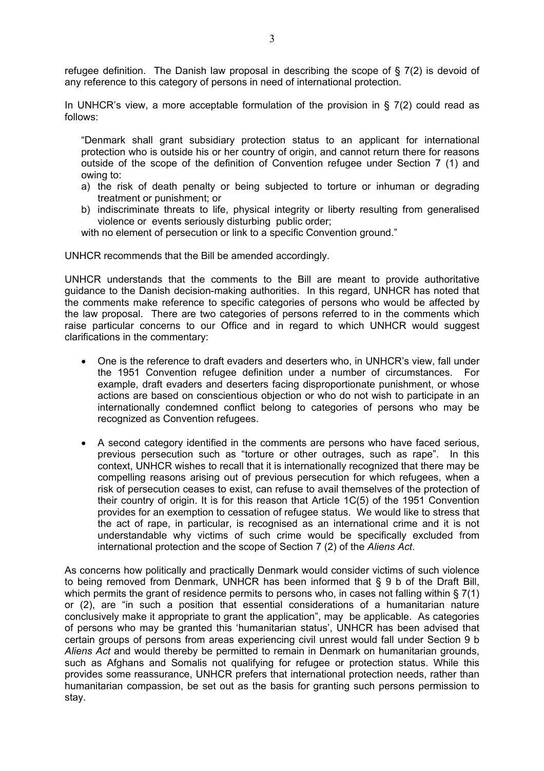refugee definition. The Danish law proposal in describing the scope of § 7(2) is devoid of any reference to this category of persons in need of international protection.

In UNHCR's view, a more acceptable formulation of the provision in § 7(2) could read as follows:

> "Denmark shall grant subsidiary protection status to an applicant for international protection who is outside his or her country of origin, and cannot return there for reasons outside of the scope of the definition of Convention refugee under Section 7 (1) and owing to:
>
> a) the risk of death penalty or being subjected to torture or inhuman or degrading treatment or punishment; or
> b) indiscriminate threats to life, physical integrity or liberty resulting from generalised violence or events seriously disturbing public order;
>
> with no element of persecution or link to a specific Convention ground."

UNHCR recommends that the Bill be amended accordingly.

UNHCR understands that the comments to the Bill are meant to provide authoritative guidance to the Danish decision-making authorities. In this regard, UNHCR has noted that the comments make reference to specific categories of persons who would be affected by the law proposal. There are two categories of persons referred to in the comments which raise particular concerns to our Office and in regard to which UNHCR would suggest clarifications in the commentary:

- One is the reference to draft evaders and deserters who, in UNHCR's view, fall under the 1951 Convention refugee definition under a number of circumstances. For example, draft evaders and deserters facing disproportionate punishment, or whose actions are based on conscientious objection or who do not wish to participate in an internationally condemned conflict belong to categories of persons who may be recognized as Convention refugees.

- A second category identified in the comments are persons who have faced serious, previous persecution such as "torture or other outrages, such as rape". In this context, UNHCR wishes to recall that it is internationally recognized that there may be compelling reasons arising out of previous persecution for which refugees, when a risk of persecution ceases to exist, can refuse to avail themselves of the protection of their country of origin. It is for this reason that Article 1C(5) of the 1951 Convention provides for an exemption to cessation of refugee status. We would like to stress that the act of rape, in particular, is recognised as an international crime and it is not understandable why victims of such crime would be specifically excluded from international protection and the scope of Section 7 (2) of the *Aliens Act*.

As concerns how politically and practically Denmark would consider victims of such violence to being removed from Denmark, UNHCR has been informed that § 9 b of the Draft Bill, which permits the grant of residence permits to persons who, in cases not falling within § 7(1) or (2), are "in such a position that essential considerations of a humanitarian nature conclusively make it appropriate to grant the application", may be applicable. As categories of persons who may be granted this 'humanitarian status', UNHCR has been advised that certain groups of persons from areas experiencing civil unrest would fall under Section 9 b *Aliens Act* and would thereby be permitted to remain in Denmark on humanitarian grounds, such as Afghans and Somalis not qualifying for refugee or protection status. While this provides some reassurance, UNHCR prefers that international protection needs, rather than humanitarian compassion, be set out as the basis for granting such persons permission to stay.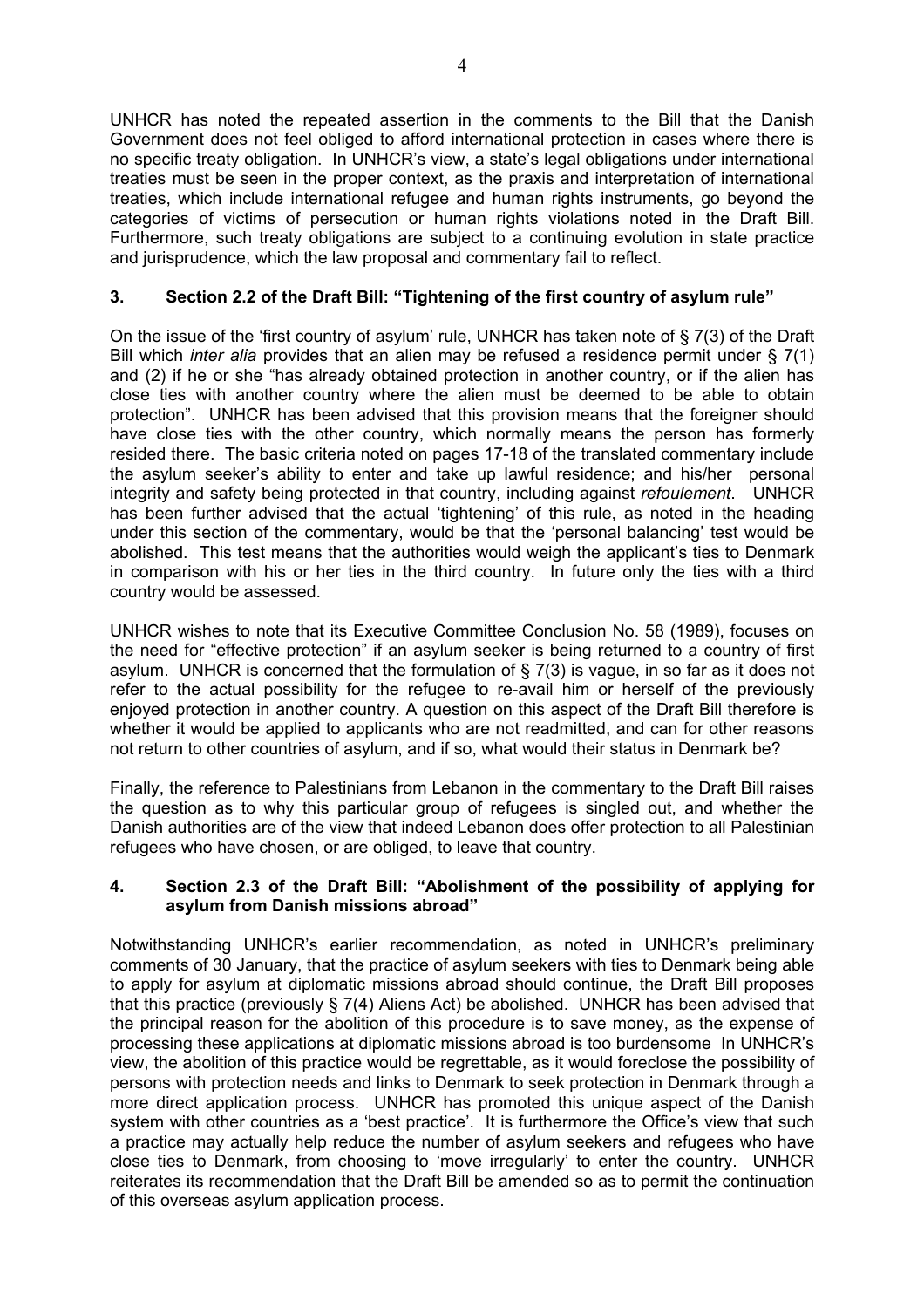UNHCR has noted the repeated assertion in the comments to the Bill that the Danish Government does not feel obliged to afford international protection in cases where there is no specific treaty obligation. In UNHCR's view, a state's legal obligations under international treaties must be seen in the proper context, as the praxis and interpretation of international treaties, which include international refugee and human rights instruments, go beyond the categories of victims of persecution or human rights violations noted in the Draft Bill. Furthermore, such treaty obligations are subject to a continuing evolution in state practice and jurisprudence, which the law proposal and commentary fail to reflect.

## 3. Section 2.2 of the Draft Bill: "Tightening of the first country of asylum rule"

On the issue of the 'first country of asylum' rule, UNHCR has taken note of § 7(3) of the Draft Bill which *inter alia* provides that an alien may be refused a residence permit under § 7(1) and (2) if he or she "has already obtained protection in another country, or if the alien has close ties with another country where the alien must be deemed to be able to obtain protection". UNHCR has been advised that this provision means that the foreigner should have close ties with the other country, which normally means the person has formerly resided there. The basic criteria noted on pages 17-18 of the translated commentary include the asylum seeker's ability to enter and take up lawful residence; and his/her personal integrity and safety being protected in that country, including against *refoulement*. UNHCR has been further advised that the actual 'tightening' of this rule, as noted in the heading under this section of the commentary, would be that the 'personal balancing' test would be abolished. This test means that the authorities would weigh the applicant's ties to Denmark in comparison with his or her ties in the third country. In future only the ties with a third country would be assessed.

UNHCR wishes to note that its Executive Committee Conclusion No. 58 (1989), focuses on the need for "effective protection" if an asylum seeker is being returned to a country of first asylum. UNHCR is concerned that the formulation of § 7(3) is vague, in so far as it does not refer to the actual possibility for the refugee to re-avail him or herself of the previously enjoyed protection in another country. A question on this aspect of the Draft Bill therefore is whether it would be applied to applicants who are not readmitted, and can for other reasons not return to other countries of asylum, and if so, what would their status in Denmark be?

Finally, the reference to Palestinians from Lebanon in the commentary to the Draft Bill raises the question as to why this particular group of refugees is singled out, and whether the Danish authorities are of the view that indeed Lebanon does offer protection to all Palestinian refugees who have chosen, or are obliged, to leave that country.

## 4. Section 2.3 of the Draft Bill: "Abolishment of the possibility of applying for asylum from Danish missions abroad"

Notwithstanding UNHCR's earlier recommendation, as noted in UNHCR's preliminary comments of 30 January, that the practice of asylum seekers with ties to Denmark being able to apply for asylum at diplomatic missions abroad should continue, the Draft Bill proposes that this practice (previously § 7(4) Aliens Act) be abolished. UNHCR has been advised that the principal reason for the abolition of this procedure is to save money, as the expense of processing these applications at diplomatic missions abroad is too burdensome In UNHCR's view, the abolition of this practice would be regrettable, as it would foreclose the possibility of persons with protection needs and links to Denmark to seek protection in Denmark through a more direct application process. UNHCR has promoted this unique aspect of the Danish system with other countries as a 'best practice'. It is furthermore the Office's view that such a practice may actually help reduce the number of asylum seekers and refugees who have close ties to Denmark, from choosing to 'move irregularly' to enter the country. UNHCR reiterates its recommendation that the Draft Bill be amended so as to permit the continuation of this overseas asylum application process.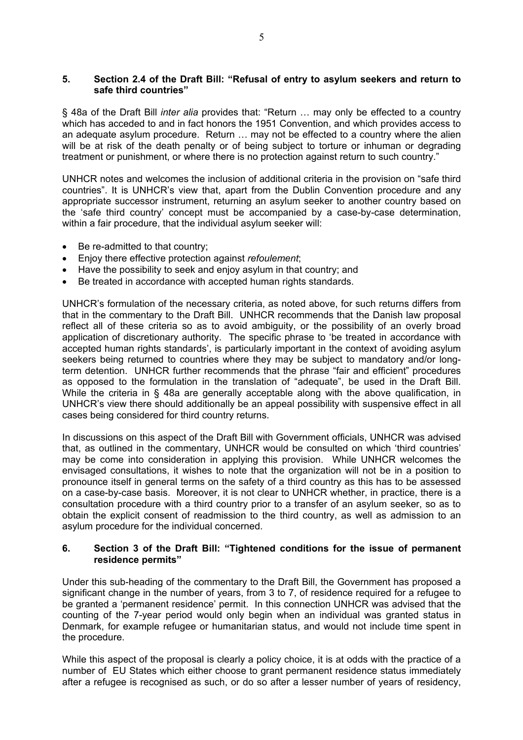## 5. Section 2.4 of the Draft Bill: "Refusal of entry to asylum seekers and return to safe third countries"

§ 48a of the Draft Bill *inter alia* provides that: "Return … may only be effected to a country which has acceded to and in fact honors the 1951 Convention, and which provides access to an adequate asylum procedure. Return … may not be effected to a country where the alien will be at risk of the death penalty or of being subject to torture or inhuman or degrading treatment or punishment, or where there is no protection against return to such country."

UNHCR notes and welcomes the inclusion of additional criteria in the provision on "safe third countries". It is UNHCR's view that, apart from the Dublin Convention procedure and any appropriate successor instrument, returning an asylum seeker to another country based on the 'safe third country' concept must be accompanied by a case-by-case determination, within a fair procedure, that the individual asylum seeker will:

- Be re-admitted to that country;
- Enjoy there effective protection against *refoulement*;
- Have the possibility to seek and enjoy asylum in that country; and
- Be treated in accordance with accepted human rights standards.

UNHCR's formulation of the necessary criteria, as noted above, for such returns differs from that in the commentary to the Draft Bill. UNHCR recommends that the Danish law proposal reflect all of these criteria so as to avoid ambiguity, or the possibility of an overly broad application of discretionary authority. The specific phrase to 'be treated in accordance with accepted human rights standards', is particularly important in the context of avoiding asylum seekers being returned to countries where they may be subject to mandatory and/or long-term detention. UNHCR further recommends that the phrase "fair and efficient" procedures as opposed to the formulation in the translation of "adequate", be used in the Draft Bill. While the criteria in § 48a are generally acceptable along with the above qualification, in UNHCR's view there should additionally be an appeal possibility with suspensive effect in all cases being considered for third country returns.

In discussions on this aspect of the Draft Bill with Government officials, UNHCR was advised that, as outlined in the commentary, UNHCR would be consulted on which 'third countries' may be come into consideration in applying this provision. While UNHCR welcomes the envisaged consultations, it wishes to note that the organization will not be in a position to pronounce itself in general terms on the safety of a third country as this has to be assessed on a case-by-case basis. Moreover, it is not clear to UNHCR whether, in practice, there is a consultation procedure with a third country prior to a transfer of an asylum seeker, so as to obtain the explicit consent of readmission to the third country, as well as admission to an asylum procedure for the individual concerned.

## 6. Section 3 of the Draft Bill: "Tightened conditions for the issue of permanent residence permits"

Under this sub-heading of the commentary to the Draft Bill, the Government has proposed a significant change in the number of years, from 3 to 7, of residence required for a refugee to be granted a 'permanent residence' permit. In this connection UNHCR was advised that the counting of the 7-year period would only begin when an individual was granted status in Denmark, for example refugee or humanitarian status, and would not include time spent in the procedure.

While this aspect of the proposal is clearly a policy choice, it is at odds with the practice of a number of EU States which either choose to grant permanent residence status immediately after a refugee is recognised as such, or do so after a lesser number of years of residency,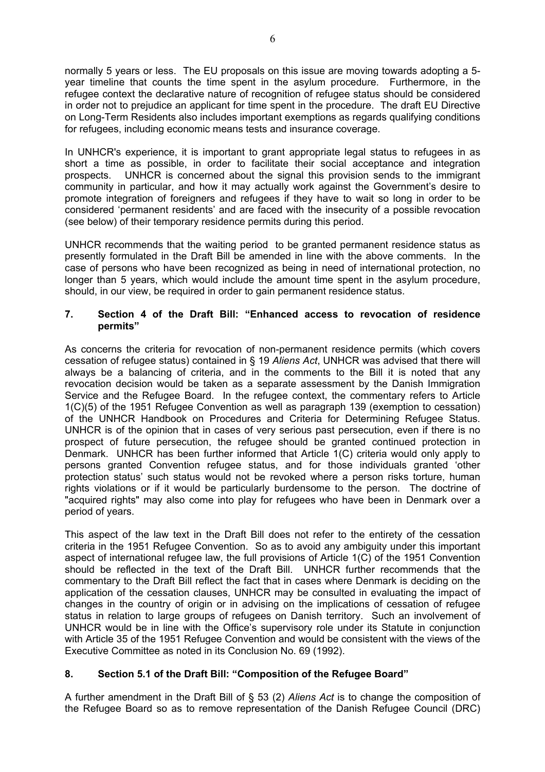normally 5 years or less. The EU proposals on this issue are moving towards adopting a 5-year timeline that counts the time spent in the asylum procedure. Furthermore, in the refugee context the declarative nature of recognition of refugee status should be considered in order not to prejudice an applicant for time spent in the procedure. The draft EU Directive on Long-Term Residents also includes important exemptions as regards qualifying conditions for refugees, including economic means tests and insurance coverage.

In UNHCR's experience, it is important to grant appropriate legal status to refugees in as short a time as possible, in order to facilitate their social acceptance and integration prospects. UNHCR is concerned about the signal this provision sends to the immigrant community in particular, and how it may actually work against the Government's desire to promote integration of foreigners and refugees if they have to wait so long in order to be considered 'permanent residents' and are faced with the insecurity of a possible revocation (see below) of their temporary residence permits during this period.

UNHCR recommends that the waiting period to be granted permanent residence status as presently formulated in the Draft Bill be amended in line with the above comments. In the case of persons who have been recognized as being in need of international protection, no longer than 5 years, which would include the amount time spent in the asylum procedure, should, in our view, be required in order to gain permanent residence status.

## 7. Section 4 of the Draft Bill: "Enhanced access to revocation of residence permits"

As concerns the criteria for revocation of non-permanent residence permits (which covers cessation of refugee status) contained in § 19 *Aliens Act*, UNHCR was advised that there will always be a balancing of criteria, and in the comments to the Bill it is noted that any revocation decision would be taken as a separate assessment by the Danish Immigration Service and the Refugee Board. In the refugee context, the commentary refers to Article 1(C)(5) of the 1951 Refugee Convention as well as paragraph 139 (exemption to cessation) of the UNHCR Handbook on Procedures and Criteria for Determining Refugee Status. UNHCR is of the opinion that in cases of very serious past persecution, even if there is no prospect of future persecution, the refugee should be granted continued protection in Denmark. UNHCR has been further informed that Article 1(C) criteria would only apply to persons granted Convention refugee status, and for those individuals granted 'other protection status' such status would not be revoked where a person risks torture, human rights violations or if it would be particularly burdensome to the person. The doctrine of "acquired rights" may also come into play for refugees who have been in Denmark over a period of years.

This aspect of the law text in the Draft Bill does not refer to the entirety of the cessation criteria in the 1951 Refugee Convention. So as to avoid any ambiguity under this important aspect of international refugee law, the full provisions of Article 1(C) of the 1951 Convention should be reflected in the text of the Draft Bill. UNHCR further recommends that the commentary to the Draft Bill reflect the fact that in cases where Denmark is deciding on the application of the cessation clauses, UNHCR may be consulted in evaluating the impact of changes in the country of origin or in advising on the implications of cessation of refugee status in relation to large groups of refugees on Danish territory. Such an involvement of UNHCR would be in line with the Office's supervisory role under its Statute in conjunction with Article 35 of the 1951 Refugee Convention and would be consistent with the views of the Executive Committee as noted in its Conclusion No. 69 (1992).

## 8. Section 5.1 of the Draft Bill: "Composition of the Refugee Board"

A further amendment in the Draft Bill of § 53 (2) *Aliens Act* is to change the composition of the Refugee Board so as to remove representation of the Danish Refugee Council (DRC)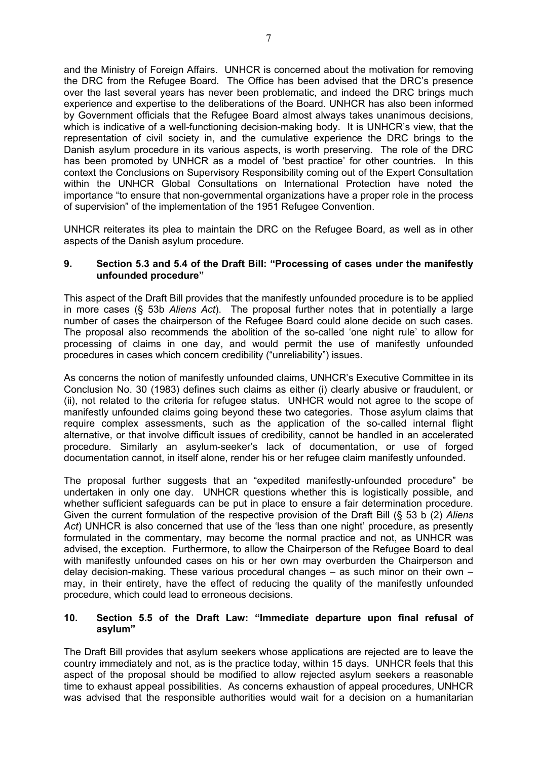and the Ministry of Foreign Affairs. UNHCR is concerned about the motivation for removing the DRC from the Refugee Board. The Office has been advised that the DRC's presence over the last several years has never been problematic, and indeed the DRC brings much experience and expertise to the deliberations of the Board. UNHCR has also been informed by Government officials that the Refugee Board almost always takes unanimous decisions, which is indicative of a well-functioning decision-making body. It is UNHCR's view, that the representation of civil society in, and the cumulative experience the DRC brings to the Danish asylum procedure in its various aspects, is worth preserving. The role of the DRC has been promoted by UNHCR as a model of 'best practice' for other countries. In this context the Conclusions on Supervisory Responsibility coming out of the Expert Consultation within the UNHCR Global Consultations on International Protection have noted the importance "to ensure that non-governmental organizations have a proper role in the process of supervision" of the implementation of the 1951 Refugee Convention.

UNHCR reiterates its plea to maintain the DRC on the Refugee Board, as well as in other aspects of the Danish asylum procedure.

### 9. Section 5.3 and 5.4 of the Draft Bill: "Processing of cases under the manifestly unfounded procedure"

This aspect of the Draft Bill provides that the manifestly unfounded procedure is to be applied in more cases (§ 53b *Aliens Act*). The proposal further notes that in potentially a large number of cases the chairperson of the Refugee Board could alone decide on such cases. The proposal also recommends the abolition of the so-called 'one night rule' to allow for processing of claims in one day, and would permit the use of manifestly unfounded procedures in cases which concern credibility ("unreliability") issues.

As concerns the notion of manifestly unfounded claims, UNHCR's Executive Committee in its Conclusion No. 30 (1983) defines such claims as either (i) clearly abusive or fraudulent, or (ii), not related to the criteria for refugee status. UNHCR would not agree to the scope of manifestly unfounded claims going beyond these two categories. Those asylum claims that require complex assessments, such as the application of the so-called internal flight alternative, or that involve difficult issues of credibility, cannot be handled in an accelerated procedure. Similarly an asylum-seeker's lack of documentation, or use of forged documentation cannot, in itself alone, render his or her refugee claim manifestly unfounded.

The proposal further suggests that an "expedited manifestly-unfounded procedure" be undertaken in only one day. UNHCR questions whether this is logistically possible, and whether sufficient safeguards can be put in place to ensure a fair determination procedure. Given the current formulation of the respective provision of the Draft Bill (§ 53 b (2) *Aliens Act*) UNHCR is also concerned that use of the 'less than one night' procedure, as presently formulated in the commentary, may become the normal practice and not, as UNHCR was advised, the exception. Furthermore, to allow the Chairperson of the Refugee Board to deal with manifestly unfounded cases on his or her own may overburden the Chairperson and delay decision-making. These various procedural changes – as such minor on their own – may, in their entirety, have the effect of reducing the quality of the manifestly unfounded procedure, which could lead to erroneous decisions.

### 10. Section 5.5 of the Draft Law: "Immediate departure upon final refusal of asylum"

The Draft Bill provides that asylum seekers whose applications are rejected are to leave the country immediately and not, as is the practice today, within 15 days. UNHCR feels that this aspect of the proposal should be modified to allow rejected asylum seekers a reasonable time to exhaust appeal possibilities. As concerns exhaustion of appeal procedures, UNHCR was advised that the responsible authorities would wait for a decision on a humanitarian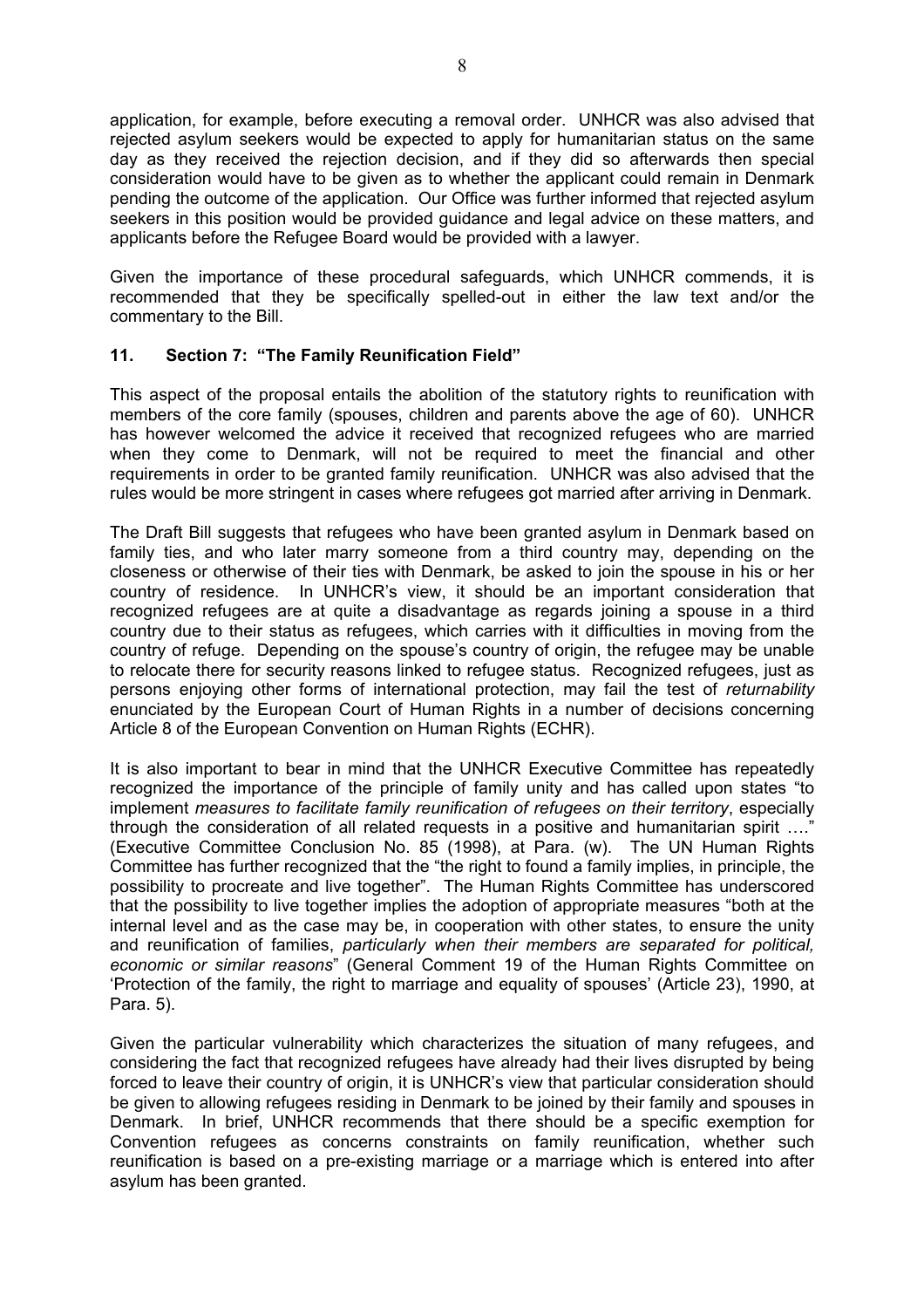application, for example, before executing a removal order. UNHCR was also advised that rejected asylum seekers would be expected to apply for humanitarian status on the same day as they received the rejection decision, and if they did so afterwards then special consideration would have to be given as to whether the applicant could remain in Denmark pending the outcome of the application. Our Office was further informed that rejected asylum seekers in this position would be provided guidance and legal advice on these matters, and applicants before the Refugee Board would be provided with a lawyer.

Given the importance of these procedural safeguards, which UNHCR commends, it is recommended that they be specifically spelled-out in either the law text and/or the commentary to the Bill.

### 11. Section 7: "The Family Reunification Field"

This aspect of the proposal entails the abolition of the statutory rights to reunification with members of the core family (spouses, children and parents above the age of 60). UNHCR has however welcomed the advice it received that recognized refugees who are married when they come to Denmark, will not be required to meet the financial and other requirements in order to be granted family reunification. UNHCR was also advised that the rules would be more stringent in cases where refugees got married after arriving in Denmark.

The Draft Bill suggests that refugees who have been granted asylum in Denmark based on family ties, and who later marry someone from a third country may, depending on the closeness or otherwise of their ties with Denmark, be asked to join the spouse in his or her country of residence. In UNHCR's view, it should be an important consideration that recognized refugees are at quite a disadvantage as regards joining a spouse in a third country due to their status as refugees, which carries with it difficulties in moving from the country of refuge. Depending on the spouse's country of origin, the refugee may be unable to relocate there for security reasons linked to refugee status. Recognized refugees, just as persons enjoying other forms of international protection, may fail the test of *returnability* enunciated by the European Court of Human Rights in a number of decisions concerning Article 8 of the European Convention on Human Rights (ECHR).

It is also important to bear in mind that the UNHCR Executive Committee has repeatedly recognized the importance of the principle of family unity and has called upon states "to implement *measures to facilitate family reunification of refugees on their territory*, especially through the consideration of all related requests in a positive and humanitarian spirit …." (Executive Committee Conclusion No. 85 (1998), at Para. (w). The UN Human Rights Committee has further recognized that the "the right to found a family implies, in principle, the possibility to procreate and live together". The Human Rights Committee has underscored that the possibility to live together implies the adoption of appropriate measures "both at the internal level and as the case may be, in cooperation with other states, to ensure the unity and reunification of families, *particularly when their members are separated for political, economic or similar reasons*" (General Comment 19 of the Human Rights Committee on 'Protection of the family, the right to marriage and equality of spouses' (Article 23), 1990, at Para. 5).

Given the particular vulnerability which characterizes the situation of many refugees, and considering the fact that recognized refugees have already had their lives disrupted by being forced to leave their country of origin, it is UNHCR's view that particular consideration should be given to allowing refugees residing in Denmark to be joined by their family and spouses in Denmark. In brief, UNHCR recommends that there should be a specific exemption for Convention refugees as concerns constraints on family reunification, whether such reunification is based on a pre-existing marriage or a marriage which is entered into after asylum has been granted.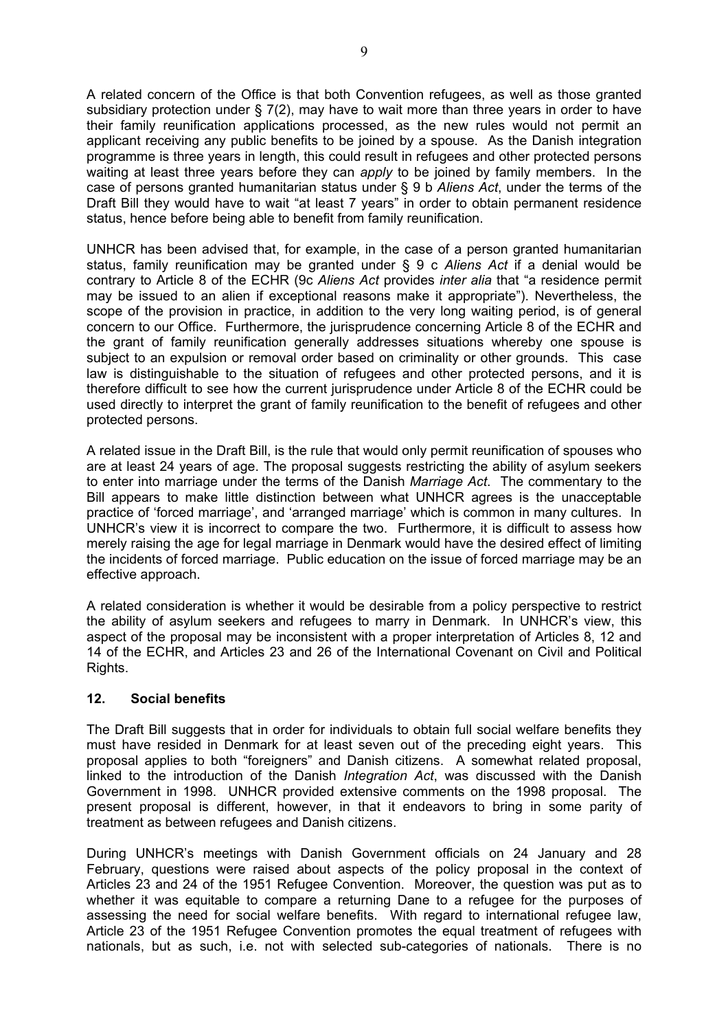A related concern of the Office is that both Convention refugees, as well as those granted subsidiary protection under § 7(2), may have to wait more than three years in order to have their family reunification applications processed, as the new rules would not permit an applicant receiving any public benefits to be joined by a spouse. As the Danish integration programme is three years in length, this could result in refugees and other protected persons waiting at least three years before they can *apply* to be joined by family members. In the case of persons granted humanitarian status under § 9 b *Aliens Act*, under the terms of the Draft Bill they would have to wait "at least 7 years" in order to obtain permanent residence status, hence before being able to benefit from family reunification.

UNHCR has been advised that, for example, in the case of a person granted humanitarian status, family reunification may be granted under § 9 c *Aliens Act* if a denial would be contrary to Article 8 of the ECHR (9c *Aliens Act* provides *inter alia* that "a residence permit may be issued to an alien if exceptional reasons make it appropriate"). Nevertheless, the scope of the provision in practice, in addition to the very long waiting period, is of general concern to our Office. Furthermore, the jurisprudence concerning Article 8 of the ECHR and the grant of family reunification generally addresses situations whereby one spouse is subject to an expulsion or removal order based on criminality or other grounds. This case law is distinguishable to the situation of refugees and other protected persons, and it is therefore difficult to see how the current jurisprudence under Article 8 of the ECHR could be used directly to interpret the grant of family reunification to the benefit of refugees and other protected persons.

A related issue in the Draft Bill, is the rule that would only permit reunification of spouses who are at least 24 years of age. The proposal suggests restricting the ability of asylum seekers to enter into marriage under the terms of the Danish *Marriage Act*. The commentary to the Bill appears to make little distinction between what UNHCR agrees is the unacceptable practice of 'forced marriage', and 'arranged marriage' which is common in many cultures. In UNHCR's view it is incorrect to compare the two. Furthermore, it is difficult to assess how merely raising the age for legal marriage in Denmark would have the desired effect of limiting the incidents of forced marriage. Public education on the issue of forced marriage may be an effective approach.

A related consideration is whether it would be desirable from a policy perspective to restrict the ability of asylum seekers and refugees to marry in Denmark. In UNHCR's view, this aspect of the proposal may be inconsistent with a proper interpretation of Articles 8, 12 and 14 of the ECHR, and Articles 23 and 26 of the International Covenant on Civil and Political Rights.

## 12. Social benefits

The Draft Bill suggests that in order for individuals to obtain full social welfare benefits they must have resided in Denmark for at least seven out of the preceding eight years. This proposal applies to both "foreigners" and Danish citizens. A somewhat related proposal, linked to the introduction of the Danish *Integration Act*, was discussed with the Danish Government in 1998. UNHCR provided extensive comments on the 1998 proposal. The present proposal is different, however, in that it endeavors to bring in some parity of treatment as between refugees and Danish citizens.

During UNHCR's meetings with Danish Government officials on 24 January and 28 February, questions were raised about aspects of the policy proposal in the context of Articles 23 and 24 of the 1951 Refugee Convention. Moreover, the question was put as to whether it was equitable to compare a returning Dane to a refugee for the purposes of assessing the need for social welfare benefits. With regard to international refugee law, Article 23 of the 1951 Refugee Convention promotes the equal treatment of refugees with nationals, but as such, i.e. not with selected sub-categories of nationals. There is no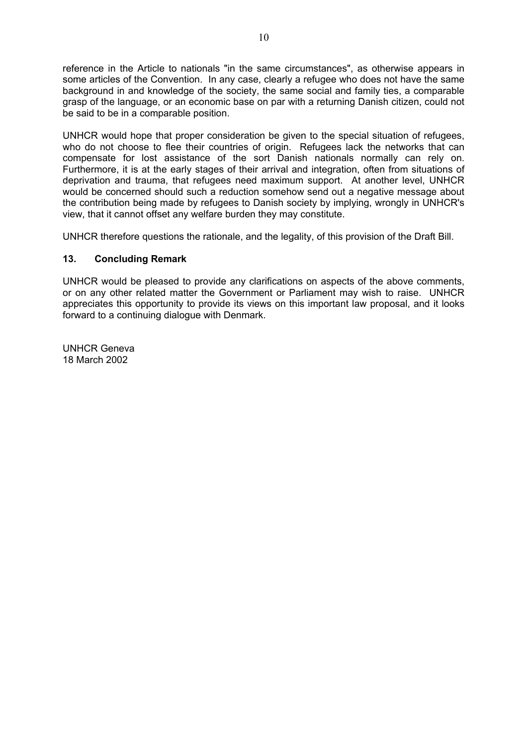reference in the Article to nationals "in the same circumstances", as otherwise appears in some articles of the Convention. In any case, clearly a refugee who does not have the same background in and knowledge of the society, the same social and family ties, a comparable grasp of the language, or an economic base on par with a returning Danish citizen, could not be said to be in a comparable position.

UNHCR would hope that proper consideration be given to the special situation of refugees, who do not choose to flee their countries of origin. Refugees lack the networks that can compensate for lost assistance of the sort Danish nationals normally can rely on. Furthermore, it is at the early stages of their arrival and integration, often from situations of deprivation and trauma, that refugees need maximum support. At another level, UNHCR would be concerned should such a reduction somehow send out a negative message about the contribution being made by refugees to Danish society by implying, wrongly in UNHCR's view, that it cannot offset any welfare burden they may constitute.

UNHCR therefore questions the rationale, and the legality, of this provision of the Draft Bill.

## 13. Concluding Remark

UNHCR would be pleased to provide any clarifications on aspects of the above comments, or on any other related matter the Government or Parliament may wish to raise. UNHCR appreciates this opportunity to provide its views on this important law proposal, and it looks forward to a continuing dialogue with Denmark.

UNHCR Geneva
18 March 2002